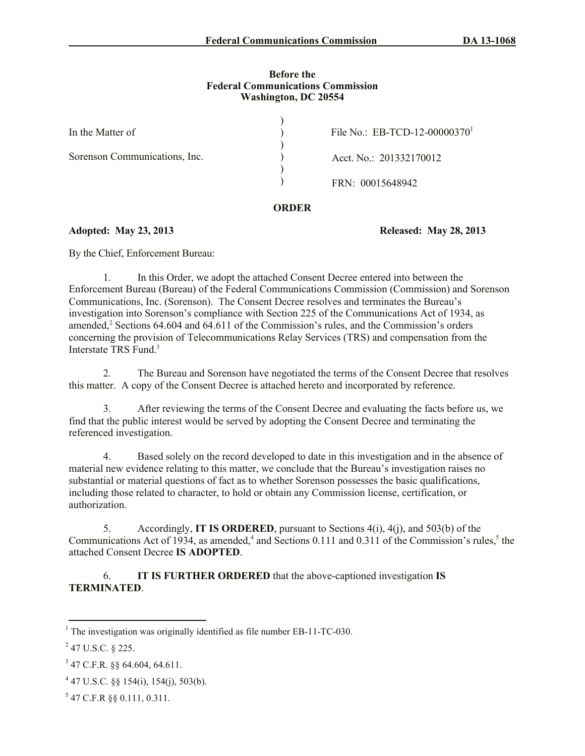**Before the**
**Federal Communications Commission**
**Washington, DC 20554**

| | | |
|---|---|---|
| In the Matter of | ) | File No.: EB-TCD-12-00000370[1] |
| | ) | |
| Sorenson Communications, Inc. | ) | Acct. No.: 201332170012 |
| | ) | |
| | ) | FRN: 00015648942 |

**ORDER**

**Adopted: May 23, 2013** **Released: May 28, 2013**

By the Chief, Enforcement Bureau:

1. In this Order, we adopt the attached Consent Decree entered into between the Enforcement Bureau (Bureau) of the Federal Communications Commission (Commission) and Sorenson Communications, Inc. (Sorenson). The Consent Decree resolves and terminates the Bureau's investigation into Sorenson's compliance with Section 225 of the Communications Act of 1934, as amended,[2] Sections 64.604 and 64.611 of the Commission's rules, and the Commission's orders concerning the provision of Telecommunications Relay Services (TRS) and compensation from the Interstate TRS Fund.[3]

2. The Bureau and Sorenson have negotiated the terms of the Consent Decree that resolves this matter. A copy of the Consent Decree is attached hereto and incorporated by reference.

3. After reviewing the terms of the Consent Decree and evaluating the facts before us, we find that the public interest would be served by adopting the Consent Decree and terminating the referenced investigation.

4. Based solely on the record developed to date in this investigation and in the absence of material new evidence relating to this matter, we conclude that the Bureau's investigation raises no substantial or material questions of fact as to whether Sorenson possesses the basic qualifications, including those related to character, to hold or obtain any Commission license, certification, or authorization.

5. Accordingly, **IT IS ORDERED**, pursuant to Sections 4(i), 4(j), and 503(b) of the Communications Act of 1934, as amended,[4] and Sections 0.111 and 0.311 of the Commission's rules,[5] the attached Consent Decree **IS ADOPTED**.

6. **IT IS FURTHER ORDERED** that the above-captioned investigation **IS TERMINATED**.

---

[1] The investigation was originally identified as file number EB-11-TC-030.

[2] 47 U.S.C. § 225.

[3] 47 C.F.R. §§ 64.604, 64.611.

[4] 47 U.S.C. §§ 154(i), 154(j), 503(b).

[5] 47 C.F.R §§ 0.111, 0.311.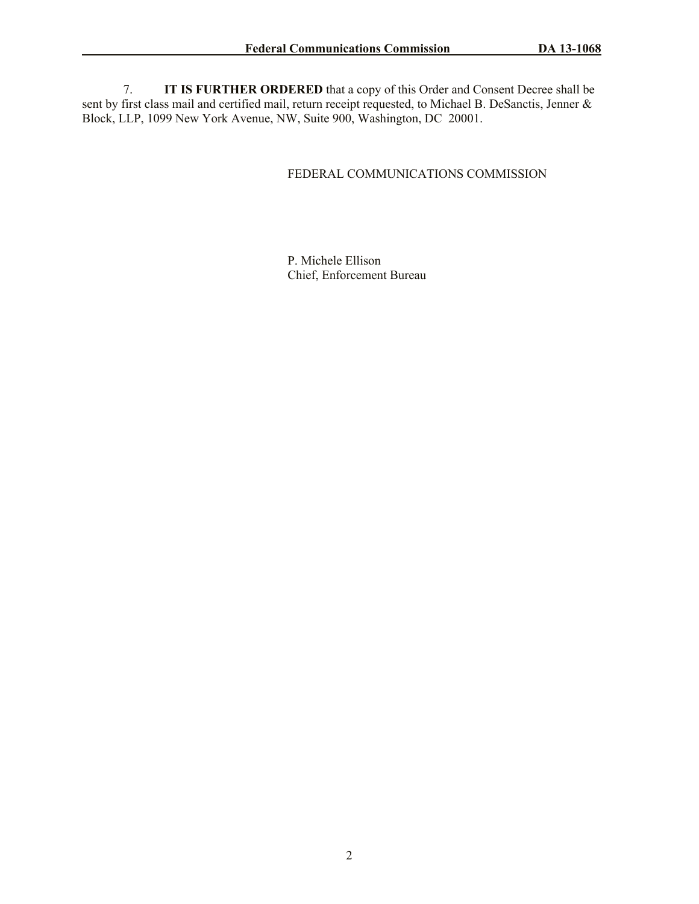7. **IT IS FURTHER ORDERED** that a copy of this Order and Consent Decree shall be sent by first class mail and certified mail, return receipt requested, to Michael B. DeSanctis, Jenner & Block, LLP, 1099 New York Avenue, NW, Suite 900, Washington, DC 20001.

FEDERAL COMMUNICATIONS COMMISSION

P. Michele Ellison
Chief, Enforcement Bureau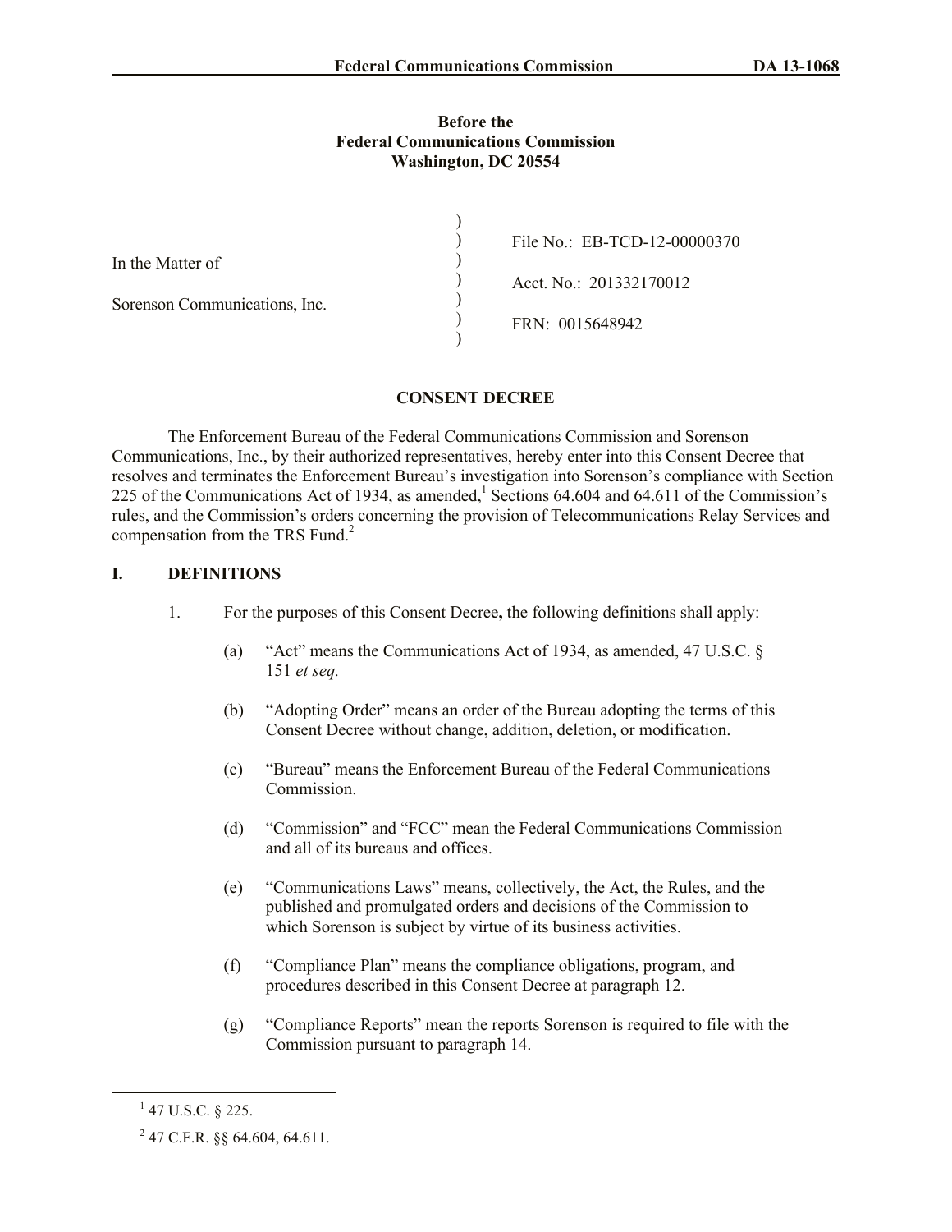**Before the**
**Federal Communications Commission**
**Washington, DC 20554**

| | | |
|---|---|---|
| In the Matter of | ) | File No.: EB-TCD-12-00000370 |
| | ) | Acct. No.: 201332170012 |
| Sorenson Communications, Inc. | ) | FRN: 0015648942 |

**CONSENT DECREE**

The Enforcement Bureau of the Federal Communications Commission and Sorenson Communications, Inc., by their authorized representatives, hereby enter into this Consent Decree that resolves and terminates the Enforcement Bureau's investigation into Sorenson's compliance with Section 225 of the Communications Act of 1934, as amended,[1] Sections 64.604 and 64.611 of the Commission's rules, and the Commission's orders concerning the provision of Telecommunications Relay Services and compensation from the TRS Fund.[2]

## I. DEFINITIONS

1. For the purposes of this Consent Decree**,** the following definitions shall apply:

   (a) "Act" means the Communications Act of 1934, as amended, 47 U.S.C. § 151 *et seq.*

   (b) "Adopting Order" means an order of the Bureau adopting the terms of this Consent Decree without change, addition, deletion, or modification.

   (c) "Bureau" means the Enforcement Bureau of the Federal Communications Commission.

   (d) "Commission" and "FCC" mean the Federal Communications Commission and all of its bureaus and offices.

   (e) "Communications Laws" means, collectively, the Act, the Rules, and the published and promulgated orders and decisions of the Commission to which Sorenson is subject by virtue of its business activities.

   (f) "Compliance Plan" means the compliance obligations, program, and procedures described in this Consent Decree at paragraph 12.

   (g) "Compliance Reports" mean the reports Sorenson is required to file with the Commission pursuant to paragraph 14.

---

[1] 47 U.S.C. § 225.

[2] 47 C.F.R. §§ 64.604, 64.611.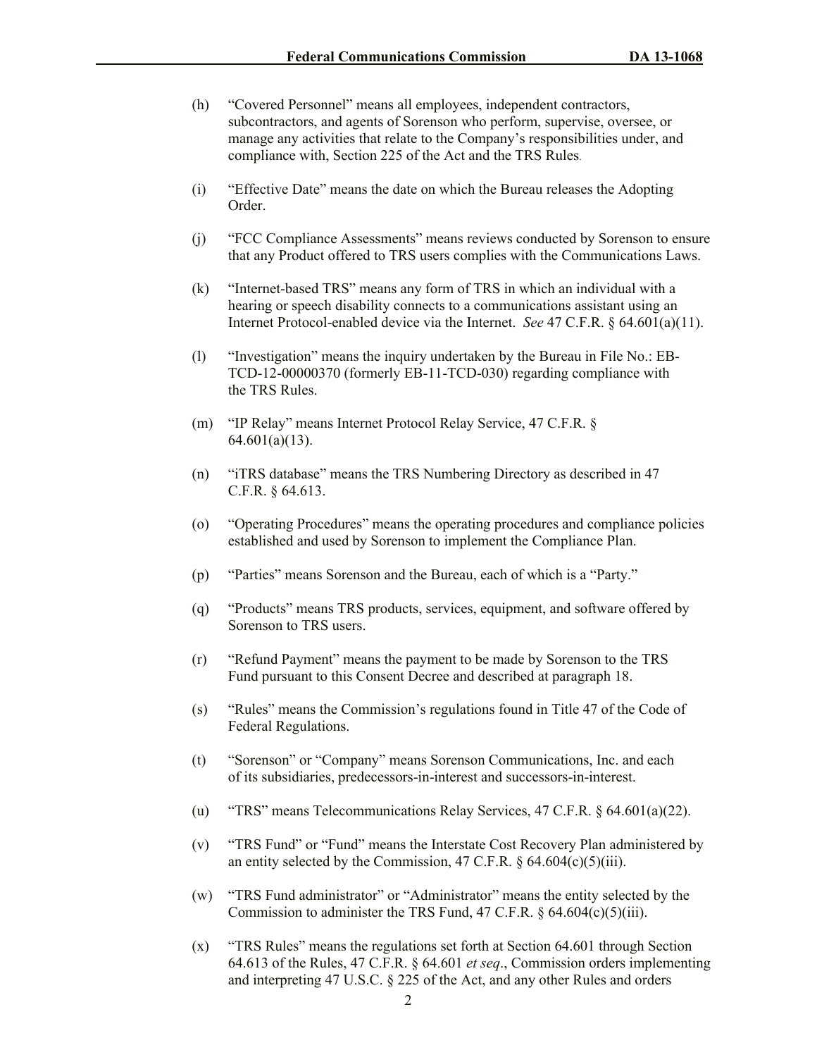(h) "Covered Personnel" means all employees, independent contractors, subcontractors, and agents of Sorenson who perform, supervise, oversee, or manage any activities that relate to the Company's responsibilities under, and compliance with, Section 225 of the Act and the TRS Rules.

(i) "Effective Date" means the date on which the Bureau releases the Adopting Order.

(j) "FCC Compliance Assessments" means reviews conducted by Sorenson to ensure that any Product offered to TRS users complies with the Communications Laws.

(k) "Internet-based TRS" means any form of TRS in which an individual with a hearing or speech disability connects to a communications assistant using an Internet Protocol-enabled device via the Internet. *See* 47 C.F.R. § 64.601(a)(11).

(l) "Investigation" means the inquiry undertaken by the Bureau in File No.: EB-TCD-12-00000370 (formerly EB-11-TCD-030) regarding compliance with the TRS Rules.

(m) "IP Relay" means Internet Protocol Relay Service, 47 C.F.R. § 64.601(a)(13).

(n) "iTRS database" means the TRS Numbering Directory as described in 47 C.F.R. § 64.613.

(o) "Operating Procedures" means the operating procedures and compliance policies established and used by Sorenson to implement the Compliance Plan.

(p) "Parties" means Sorenson and the Bureau, each of which is a "Party."

(q) "Products" means TRS products, services, equipment, and software offered by Sorenson to TRS users.

(r) "Refund Payment" means the payment to be made by Sorenson to the TRS Fund pursuant to this Consent Decree and described at paragraph 18.

(s) "Rules" means the Commission's regulations found in Title 47 of the Code of Federal Regulations.

(t) "Sorenson" or "Company" means Sorenson Communications, Inc. and each of its subsidiaries, predecessors-in-interest and successors-in-interest.

(u) "TRS" means Telecommunications Relay Services, 47 C.F.R. § 64.601(a)(22).

(v) "TRS Fund" or "Fund" means the Interstate Cost Recovery Plan administered by an entity selected by the Commission, 47 C.F.R. § 64.604(c)(5)(iii).

(w) "TRS Fund administrator" or "Administrator" means the entity selected by the Commission to administer the TRS Fund, 47 C.F.R. § 64.604(c)(5)(iii).

(x) "TRS Rules" means the regulations set forth at Section 64.601 through Section 64.613 of the Rules, 47 C.F.R. § 64.601 *et seq*., Commission orders implementing and interpreting 47 U.S.C. § 225 of the Act, and any other Rules and orders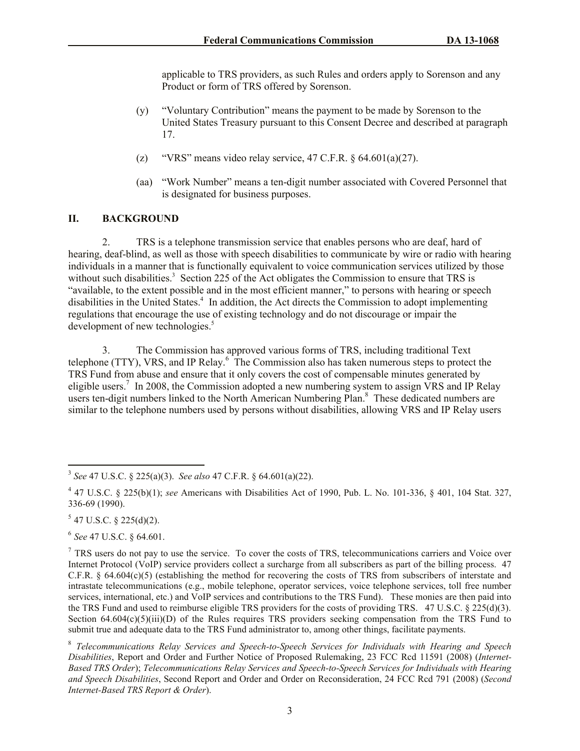applicable to TRS providers, as such Rules and orders apply to Sorenson and any Product or form of TRS offered by Sorenson.

(y) "Voluntary Contribution" means the payment to be made by Sorenson to the United States Treasury pursuant to this Consent Decree and described at paragraph 17.

(z) "VRS" means video relay service, 47 C.F.R. § 64.601(a)(27).

(aa) "Work Number" means a ten-digit number associated with Covered Personnel that is designated for business purposes.

## II. BACKGROUND

2. TRS is a telephone transmission service that enables persons who are deaf, hard of hearing, deaf-blind, as well as those with speech disabilities to communicate by wire or radio with hearing individuals in a manner that is functionally equivalent to voice communication services utilized by those without such disabilities.[3] Section 225 of the Act obligates the Commission to ensure that TRS is "available, to the extent possible and in the most efficient manner," to persons with hearing or speech disabilities in the United States.[4] In addition, the Act directs the Commission to adopt implementing regulations that encourage the use of existing technology and do not discourage or impair the development of new technologies.[5]

3. The Commission has approved various forms of TRS, including traditional Text telephone (TTY), VRS, and IP Relay.[6] The Commission also has taken numerous steps to protect the TRS Fund from abuse and ensure that it only covers the cost of compensable minutes generated by eligible users.[7] In 2008, the Commission adopted a new numbering system to assign VRS and IP Relay users ten-digit numbers linked to the North American Numbering Plan.[8] These dedicated numbers are similar to the telephone numbers used by persons without disabilities, allowing VRS and IP Relay users

---

[3] *See* 47 U.S.C. § 225(a)(3). *See also* 47 C.F.R. § 64.601(a)(22).

[4] 47 U.S.C. § 225(b)(1); *see* Americans with Disabilities Act of 1990, Pub. L. No. 101-336, § 401, 104 Stat. 327, 336-69 (1990).

[5] 47 U.S.C. § 225(d)(2).

[6] *See* 47 U.S.C. § 64.601.

[7] TRS users do not pay to use the service. To cover the costs of TRS, telecommunications carriers and Voice over Internet Protocol (VoIP) service providers collect a surcharge from all subscribers as part of the billing process. 47 C.F.R. § 64.604(c)(5) (establishing the method for recovering the costs of TRS from subscribers of interstate and intrastate telecommunications (e.g., mobile telephone, operator services, voice telephone services, toll free number services, international, etc.) and VoIP services and contributions to the TRS Fund). These monies are then paid into the TRS Fund and used to reimburse eligible TRS providers for the costs of providing TRS. 47 U.S.C. § 225(d)(3). Section 64.604(c)(5)(iii)(D) of the Rules requires TRS providers seeking compensation from the TRS Fund to submit true and adequate data to the TRS Fund administrator to, among other things, facilitate payments.

[8] *Telecommunications Relay Services and Speech-to-Speech Services for Individuals with Hearing and Speech Disabilities*, Report and Order and Further Notice of Proposed Rulemaking, 23 FCC Rcd 11591 (2008) (*Internet-Based TRS Order*); *Telecommunications Relay Services and Speech-to-Speech Services for Individuals with Hearing and Speech Disabilities*, Second Report and Order and Order on Reconsideration, 24 FCC Rcd 791 (2008) (*Second Internet-Based TRS Report & Order*).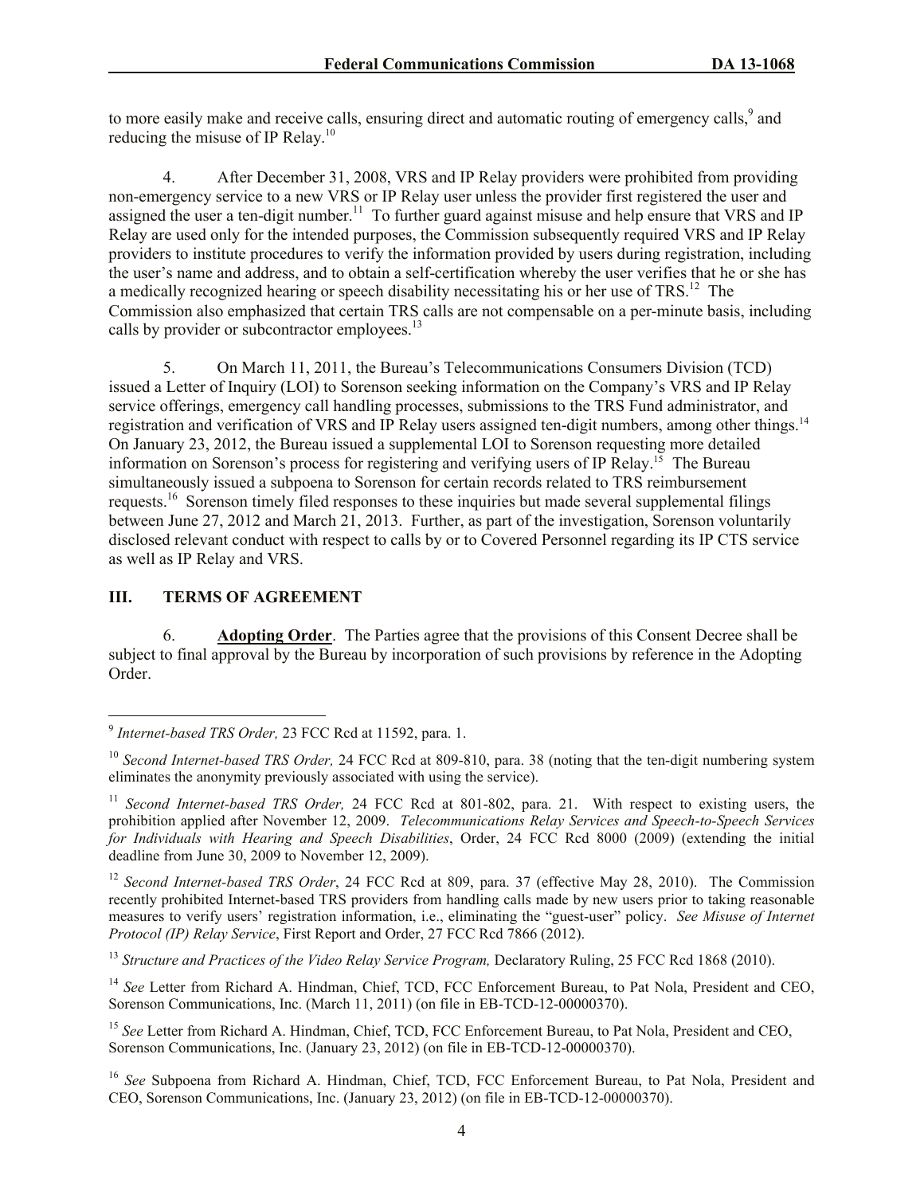to more easily make and receive calls, ensuring direct and automatic routing of emergency calls,[9] and reducing the misuse of IP Relay.[10]

4. After December 31, 2008, VRS and IP Relay providers were prohibited from providing non-emergency service to a new VRS or IP Relay user unless the provider first registered the user and assigned the user a ten-digit number.[11] To further guard against misuse and help ensure that VRS and IP Relay are used only for the intended purposes, the Commission subsequently required VRS and IP Relay providers to institute procedures to verify the information provided by users during registration, including the user's name and address, and to obtain a self-certification whereby the user verifies that he or she has a medically recognized hearing or speech disability necessitating his or her use of TRS.[12] The Commission also emphasized that certain TRS calls are not compensable on a per-minute basis, including calls by provider or subcontractor employees.[13]

5. On March 11, 2011, the Bureau's Telecommunications Consumers Division (TCD) issued a Letter of Inquiry (LOI) to Sorenson seeking information on the Company's VRS and IP Relay service offerings, emergency call handling processes, submissions to the TRS Fund administrator, and registration and verification of VRS and IP Relay users assigned ten-digit numbers, among other things.[14] On January 23, 2012, the Bureau issued a supplemental LOI to Sorenson requesting more detailed information on Sorenson's process for registering and verifying users of IP Relay.[15] The Bureau simultaneously issued a subpoena to Sorenson for certain records related to TRS reimbursement requests.[16] Sorenson timely filed responses to these inquiries but made several supplemental filings between June 27, 2012 and March 21, 2013. Further, as part of the investigation, Sorenson voluntarily disclosed relevant conduct with respect to calls by or to Covered Personnel regarding its IP CTS service as well as IP Relay and VRS.

## III. TERMS OF AGREEMENT

6. **Adopting Order**. The Parties agree that the provisions of this Consent Decree shall be subject to final approval by the Bureau by incorporation of such provisions by reference in the Adopting Order.

---

[9] *Internet-based TRS Order,* 23 FCC Rcd at 11592, para. 1.

[10] *Second Internet-based TRS Order,* 24 FCC Rcd at 809-810, para. 38 (noting that the ten-digit numbering system eliminates the anonymity previously associated with using the service).

[11] *Second Internet-based TRS Order,* 24 FCC Rcd at 801-802, para. 21. With respect to existing users, the prohibition applied after November 12, 2009. *Telecommunications Relay Services and Speech-to-Speech Services for Individuals with Hearing and Speech Disabilities*, Order, 24 FCC Rcd 8000 (2009) (extending the initial deadline from June 30, 2009 to November 12, 2009).

[12] *Second Internet-based TRS Order*, 24 FCC Rcd at 809, para. 37 (effective May 28, 2010). The Commission recently prohibited Internet-based TRS providers from handling calls made by new users prior to taking reasonable measures to verify users' registration information, i.e., eliminating the "guest-user" policy. *See Misuse of Internet Protocol (IP) Relay Service*, First Report and Order, 27 FCC Rcd 7866 (2012).

[13] *Structure and Practices of the Video Relay Service Program,* Declaratory Ruling, 25 FCC Rcd 1868 (2010).

[14] *See* Letter from Richard A. Hindman, Chief, TCD, FCC Enforcement Bureau, to Pat Nola, President and CEO, Sorenson Communications, Inc. (March 11, 2011) (on file in EB-TCD-12-00000370).

[15] *See* Letter from Richard A. Hindman, Chief, TCD, FCC Enforcement Bureau, to Pat Nola, President and CEO, Sorenson Communications, Inc. (January 23, 2012) (on file in EB-TCD-12-00000370).

[16] *See* Subpoena from Richard A. Hindman, Chief, TCD, FCC Enforcement Bureau, to Pat Nola, President and CEO, Sorenson Communications, Inc. (January 23, 2012) (on file in EB-TCD-12-00000370).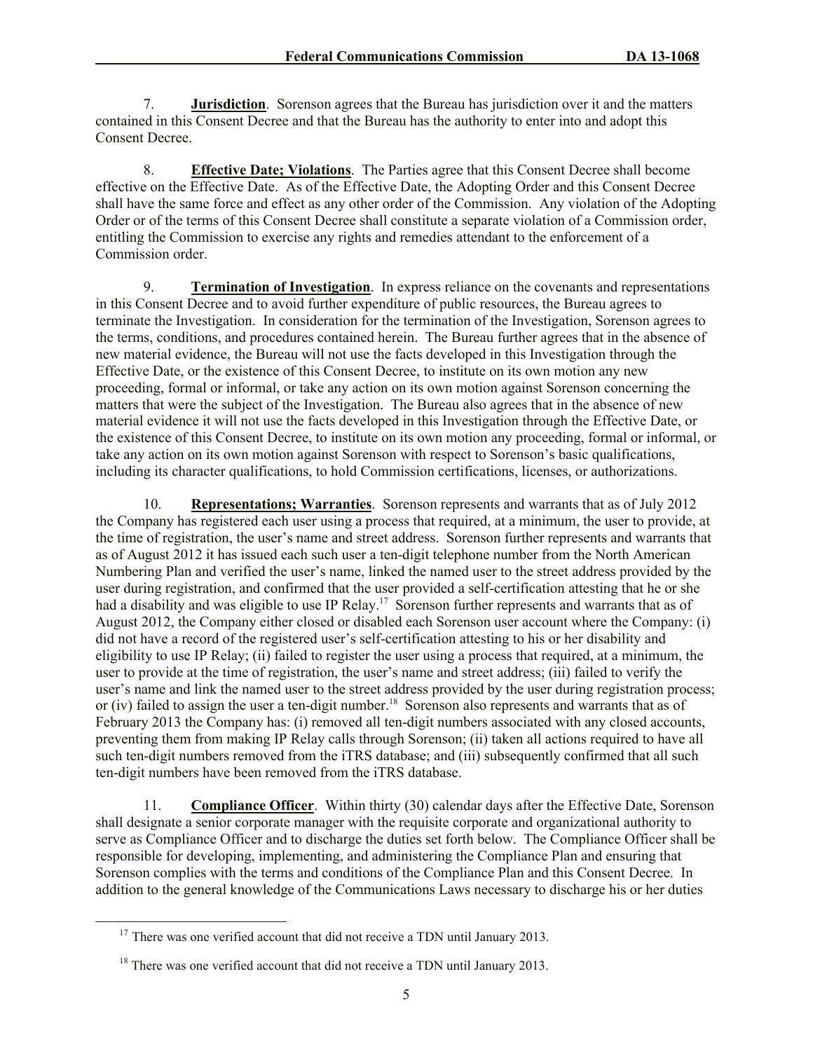7. **Jurisdiction**. Sorenson agrees that the Bureau has jurisdiction over it and the matters contained in this Consent Decree and that the Bureau has the authority to enter into and adopt this Consent Decree.

8. **Effective Date; Violations**. The Parties agree that this Consent Decree shall become effective on the Effective Date. As of the Effective Date, the Adopting Order and this Consent Decree shall have the same force and effect as any other order of the Commission. Any violation of the Adopting Order or of the terms of this Consent Decree shall constitute a separate violation of a Commission order, entitling the Commission to exercise any rights and remedies attendant to the enforcement of a Commission order.

9. **Termination of Investigation**. In express reliance on the covenants and representations in this Consent Decree and to avoid further expenditure of public resources, the Bureau agrees to terminate the Investigation. In consideration for the termination of the Investigation, Sorenson agrees to the terms, conditions, and procedures contained herein. The Bureau further agrees that in the absence of new material evidence, the Bureau will not use the facts developed in this Investigation through the Effective Date, or the existence of this Consent Decree, to institute on its own motion any new proceeding, formal or informal, or take any action on its own motion against Sorenson concerning the matters that were the subject of the Investigation. The Bureau also agrees that in the absence of new material evidence it will not use the facts developed in this Investigation through the Effective Date, or the existence of this Consent Decree, to institute on its own motion any proceeding, formal or informal, or take any action on its own motion against Sorenson with respect to Sorenson's basic qualifications, including its character qualifications, to hold Commission certifications, licenses, or authorizations.

10. **Representations; Warranties**. Sorenson represents and warrants that as of July 2012 the Company has registered each user using a process that required, at a minimum, the user to provide, at the time of registration, the user's name and street address. Sorenson further represents and warrants that as of August 2012 it has issued each such user a ten-digit telephone number from the North American Numbering Plan and verified the user's name, linked the named user to the street address provided by the user during registration, and confirmed that the user provided a self-certification attesting that he or she had a disability and was eligible to use IP Relay.[17] Sorenson further represents and warrants that as of August 2012, the Company either closed or disabled each Sorenson user account where the Company: (i) did not have a record of the registered user's self-certification attesting to his or her disability and eligibility to use IP Relay; (ii) failed to register the user using a process that required, at a minimum, the user to provide at the time of registration, the user's name and street address; (iii) failed to verify the user's name and link the named user to the street address provided by the user during registration process; or (iv) failed to assign the user a ten-digit number.[18] Sorenson also represents and warrants that as of February 2013 the Company has: (i) removed all ten-digit numbers associated with any closed accounts, preventing them from making IP Relay calls through Sorenson; (ii) taken all actions required to have all such ten-digit numbers removed from the iTRS database; and (iii) subsequently confirmed that all such ten-digit numbers have been removed from the iTRS database.

11. **Compliance Officer**. Within thirty (30) calendar days after the Effective Date, Sorenson shall designate a senior corporate manager with the requisite corporate and organizational authority to serve as Compliance Officer and to discharge the duties set forth below. The Compliance Officer shall be responsible for developing, implementing, and administering the Compliance Plan and ensuring that Sorenson complies with the terms and conditions of the Compliance Plan and this Consent Decree. In addition to the general knowledge of the Communications Laws necessary to discharge his or her duties

[17] There was one verified account that did not receive a TDN until January 2013.

[18] There was one verified account that did not receive a TDN until January 2013.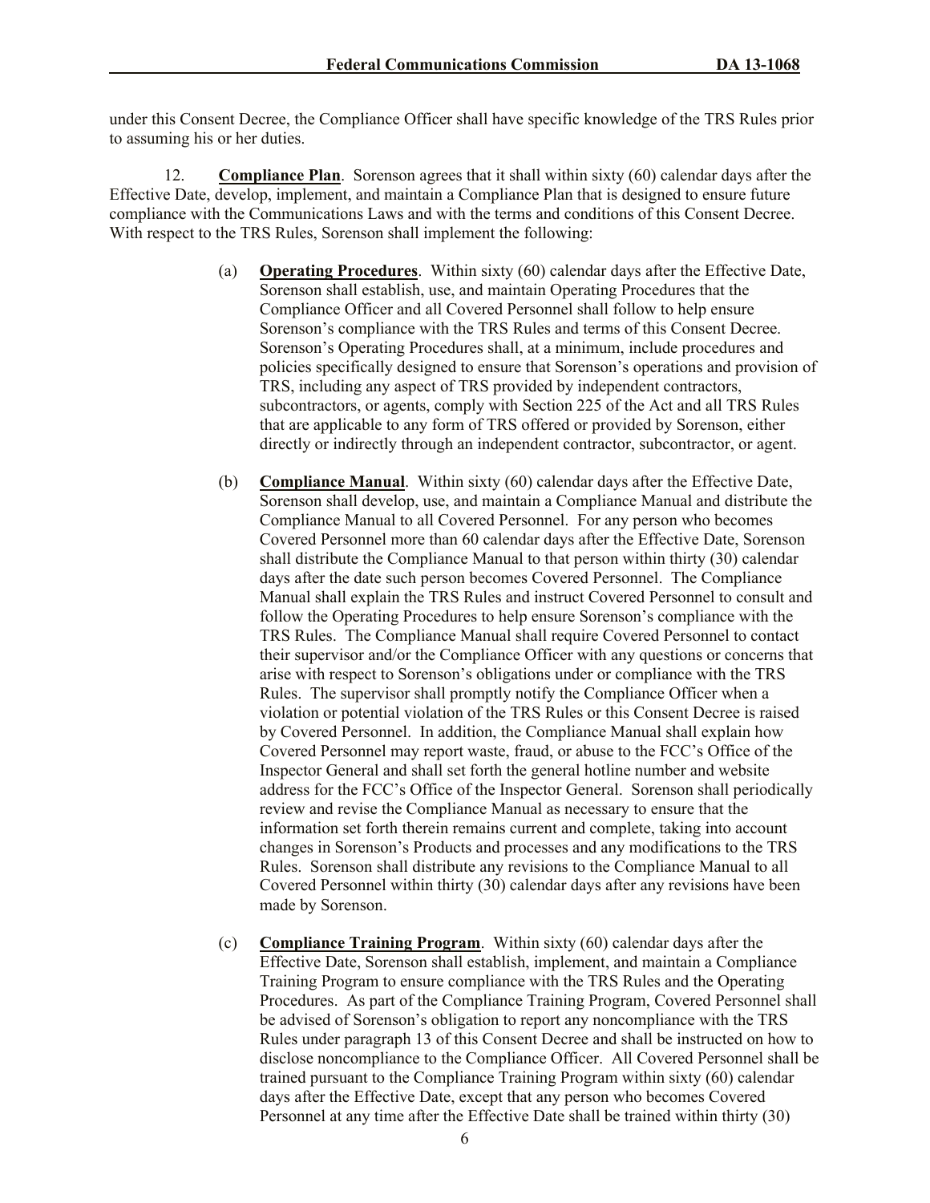under this Consent Decree, the Compliance Officer shall have specific knowledge of the TRS Rules prior to assuming his or her duties.

12. **Compliance Plan**. Sorenson agrees that it shall within sixty (60) calendar days after the Effective Date, develop, implement, and maintain a Compliance Plan that is designed to ensure future compliance with the Communications Laws and with the terms and conditions of this Consent Decree. With respect to the TRS Rules, Sorenson shall implement the following:

(a) **Operating Procedures**. Within sixty (60) calendar days after the Effective Date, Sorenson shall establish, use, and maintain Operating Procedures that the Compliance Officer and all Covered Personnel shall follow to help ensure Sorenson's compliance with the TRS Rules and terms of this Consent Decree. Sorenson's Operating Procedures shall, at a minimum, include procedures and policies specifically designed to ensure that Sorenson's operations and provision of TRS, including any aspect of TRS provided by independent contractors, subcontractors, or agents, comply with Section 225 of the Act and all TRS Rules that are applicable to any form of TRS offered or provided by Sorenson, either directly or indirectly through an independent contractor, subcontractor, or agent.

(b) **Compliance Manual**. Within sixty (60) calendar days after the Effective Date, Sorenson shall develop, use, and maintain a Compliance Manual and distribute the Compliance Manual to all Covered Personnel. For any person who becomes Covered Personnel more than 60 calendar days after the Effective Date, Sorenson shall distribute the Compliance Manual to that person within thirty (30) calendar days after the date such person becomes Covered Personnel. The Compliance Manual shall explain the TRS Rules and instruct Covered Personnel to consult and follow the Operating Procedures to help ensure Sorenson's compliance with the TRS Rules. The Compliance Manual shall require Covered Personnel to contact their supervisor and/or the Compliance Officer with any questions or concerns that arise with respect to Sorenson's obligations under or compliance with the TRS Rules. The supervisor shall promptly notify the Compliance Officer when a violation or potential violation of the TRS Rules or this Consent Decree is raised by Covered Personnel. In addition, the Compliance Manual shall explain how Covered Personnel may report waste, fraud, or abuse to the FCC's Office of the Inspector General and shall set forth the general hotline number and website address for the FCC's Office of the Inspector General. Sorenson shall periodically review and revise the Compliance Manual as necessary to ensure that the information set forth therein remains current and complete, taking into account changes in Sorenson's Products and processes and any modifications to the TRS Rules. Sorenson shall distribute any revisions to the Compliance Manual to all Covered Personnel within thirty (30) calendar days after any revisions have been made by Sorenson.

(c) **Compliance Training Program**. Within sixty (60) calendar days after the Effective Date, Sorenson shall establish, implement, and maintain a Compliance Training Program to ensure compliance with the TRS Rules and the Operating Procedures. As part of the Compliance Training Program, Covered Personnel shall be advised of Sorenson's obligation to report any noncompliance with the TRS Rules under paragraph 13 of this Consent Decree and shall be instructed on how to disclose noncompliance to the Compliance Officer. All Covered Personnel shall be trained pursuant to the Compliance Training Program within sixty (60) calendar days after the Effective Date, except that any person who becomes Covered Personnel at any time after the Effective Date shall be trained within thirty (30)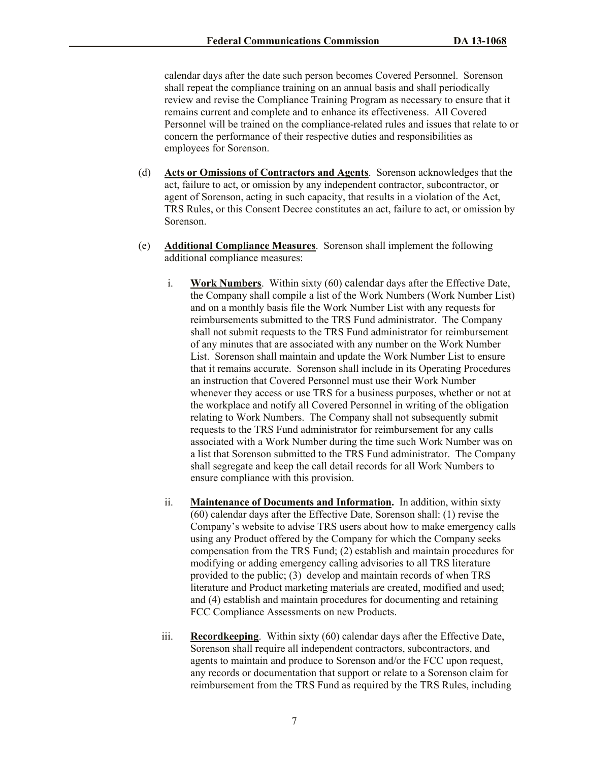calendar days after the date such person becomes Covered Personnel. Sorenson shall repeat the compliance training on an annual basis and shall periodically review and revise the Compliance Training Program as necessary to ensure that it remains current and complete and to enhance its effectiveness. All Covered Personnel will be trained on the compliance-related rules and issues that relate to or concern the performance of their respective duties and responsibilities as employees for Sorenson.

(d) **Acts or Omissions of Contractors and Agents**. Sorenson acknowledges that the act, failure to act, or omission by any independent contractor, subcontractor, or agent of Sorenson, acting in such capacity, that results in a violation of the Act, TRS Rules, or this Consent Decree constitutes an act, failure to act, or omission by Sorenson.

(e) **Additional Compliance Measures**. Sorenson shall implement the following additional compliance measures:

i. **Work Numbers**. Within sixty (60) calendar days after the Effective Date, the Company shall compile a list of the Work Numbers (Work Number List) and on a monthly basis file the Work Number List with any requests for reimbursements submitted to the TRS Fund administrator. The Company shall not submit requests to the TRS Fund administrator for reimbursement of any minutes that are associated with any number on the Work Number List. Sorenson shall maintain and update the Work Number List to ensure that it remains accurate. Sorenson shall include in its Operating Procedures an instruction that Covered Personnel must use their Work Number whenever they access or use TRS for a business purposes, whether or not at the workplace and notify all Covered Personnel in writing of the obligation relating to Work Numbers. The Company shall not subsequently submit requests to the TRS Fund administrator for reimbursement for any calls associated with a Work Number during the time such Work Number was on a list that Sorenson submitted to the TRS Fund administrator. The Company shall segregate and keep the call detail records for all Work Numbers to ensure compliance with this provision.

ii. **Maintenance of Documents and Information.** In addition, within sixty (60) calendar days after the Effective Date, Sorenson shall: (1) revise the Company's website to advise TRS users about how to make emergency calls using any Product offered by the Company for which the Company seeks compensation from the TRS Fund; (2) establish and maintain procedures for modifying or adding emergency calling advisories to all TRS literature provided to the public; (3) develop and maintain records of when TRS literature and Product marketing materials are created, modified and used; and (4) establish and maintain procedures for documenting and retaining FCC Compliance Assessments on new Products.

iii. **Recordkeeping**. Within sixty (60) calendar days after the Effective Date, Sorenson shall require all independent contractors, subcontractors, and agents to maintain and produce to Sorenson and/or the FCC upon request, any records or documentation that support or relate to a Sorenson claim for reimbursement from the TRS Fund as required by the TRS Rules, including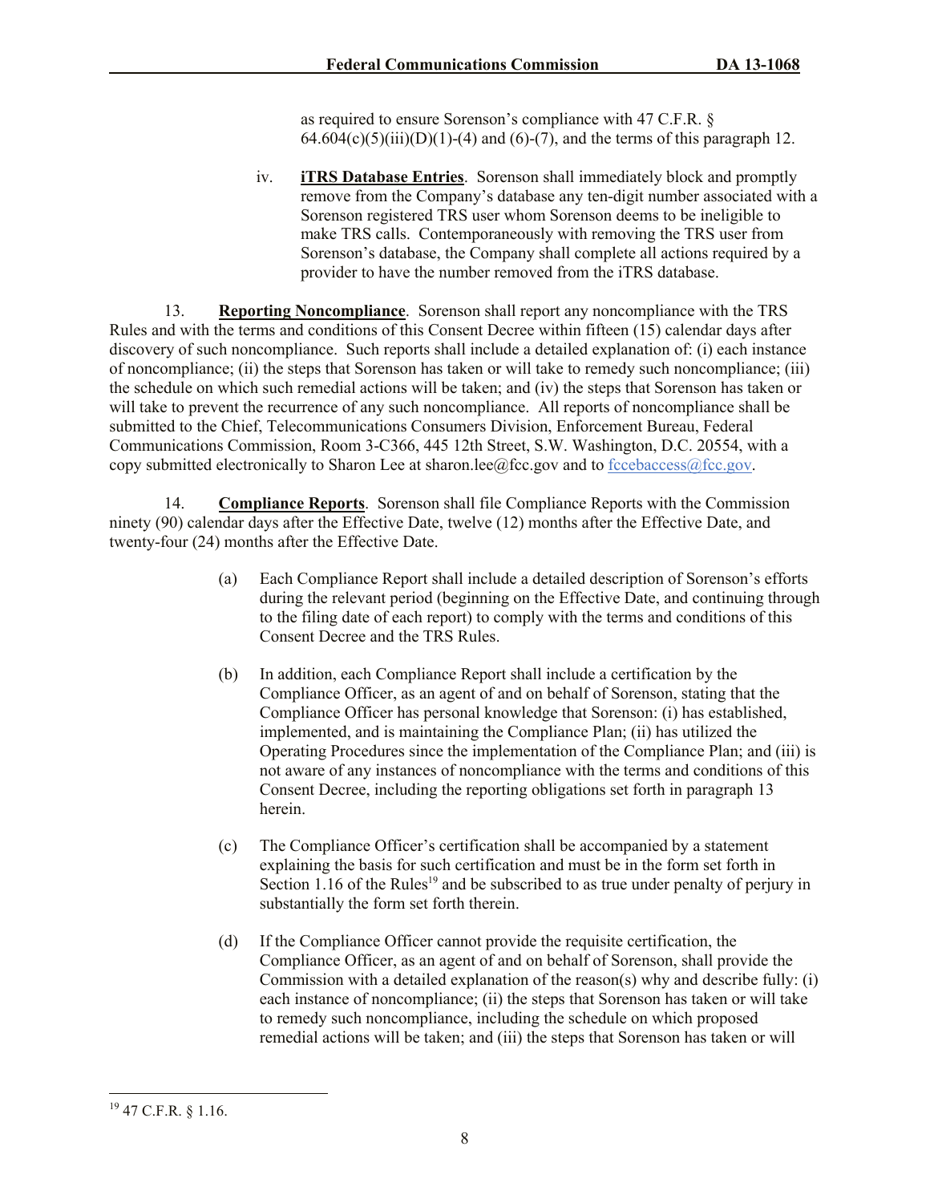as required to ensure Sorenson's compliance with 47 C.F.R. § 64.604(c)(5)(iii)(D)(1)-(4) and (6)-(7), and the terms of this paragraph 12.

iv. **iTRS Database Entries**. Sorenson shall immediately block and promptly remove from the Company's database any ten-digit number associated with a Sorenson registered TRS user whom Sorenson deems to be ineligible to make TRS calls. Contemporaneously with removing the TRS user from Sorenson's database, the Company shall complete all actions required by a provider to have the number removed from the iTRS database.

13. **Reporting Noncompliance**. Sorenson shall report any noncompliance with the TRS Rules and with the terms and conditions of this Consent Decree within fifteen (15) calendar days after discovery of such noncompliance. Such reports shall include a detailed explanation of: (i) each instance of noncompliance; (ii) the steps that Sorenson has taken or will take to remedy such noncompliance; (iii) the schedule on which such remedial actions will be taken; and (iv) the steps that Sorenson has taken or will take to prevent the recurrence of any such noncompliance. All reports of noncompliance shall be submitted to the Chief, Telecommunications Consumers Division, Enforcement Bureau, Federal Communications Commission, Room 3-C366, 445 12th Street, S.W. Washington, D.C. 20554, with a copy submitted electronically to Sharon Lee at sharon.lee@fcc.gov and to fccebaccess@fcc.gov.

14. **Compliance Reports**. Sorenson shall file Compliance Reports with the Commission ninety (90) calendar days after the Effective Date, twelve (12) months after the Effective Date, and twenty-four (24) months after the Effective Date.

(a) Each Compliance Report shall include a detailed description of Sorenson's efforts during the relevant period (beginning on the Effective Date, and continuing through to the filing date of each report) to comply with the terms and conditions of this Consent Decree and the TRS Rules.

(b) In addition, each Compliance Report shall include a certification by the Compliance Officer, as an agent of and on behalf of Sorenson, stating that the Compliance Officer has personal knowledge that Sorenson: (i) has established, implemented, and is maintaining the Compliance Plan; (ii) has utilized the Operating Procedures since the implementation of the Compliance Plan; and (iii) is not aware of any instances of noncompliance with the terms and conditions of this Consent Decree, including the reporting obligations set forth in paragraph 13 herein.

(c) The Compliance Officer's certification shall be accompanied by a statement explaining the basis for such certification and must be in the form set forth in Section 1.16 of the Rules[19] and be subscribed to as true under penalty of perjury in substantially the form set forth therein.

(d) If the Compliance Officer cannot provide the requisite certification, the Compliance Officer, as an agent of and on behalf of Sorenson, shall provide the Commission with a detailed explanation of the reason(s) why and describe fully: (i) each instance of noncompliance; (ii) the steps that Sorenson has taken or will take to remedy such noncompliance, including the schedule on which proposed remedial actions will be taken; and (iii) the steps that Sorenson has taken or will

[19] 47 C.F.R. § 1.16.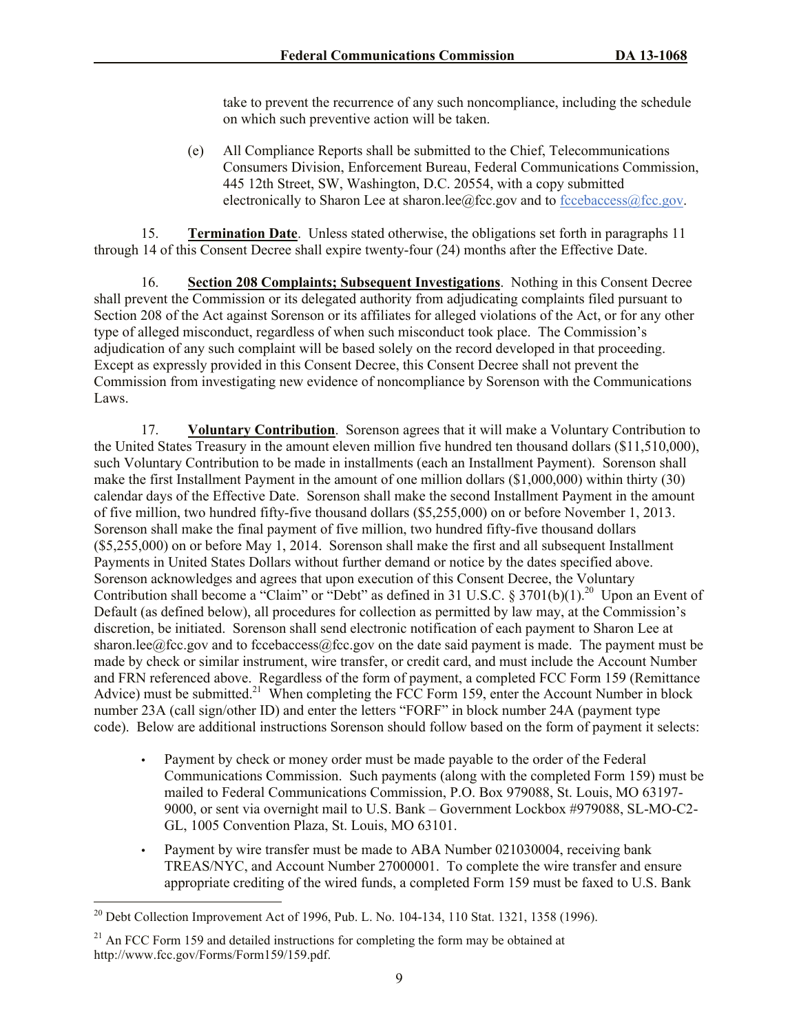take to prevent the recurrence of any such noncompliance, including the schedule on which such preventive action will be taken.

(e) All Compliance Reports shall be submitted to the Chief, Telecommunications Consumers Division, Enforcement Bureau, Federal Communications Commission, 445 12th Street, SW, Washington, D.C. 20554, with a copy submitted electronically to Sharon Lee at sharon.lee@fcc.gov and to fccebaccess@fcc.gov.

15. **Termination Date**. Unless stated otherwise, the obligations set forth in paragraphs 11 through 14 of this Consent Decree shall expire twenty-four (24) months after the Effective Date.

16. **Section 208 Complaints; Subsequent Investigations**. Nothing in this Consent Decree shall prevent the Commission or its delegated authority from adjudicating complaints filed pursuant to Section 208 of the Act against Sorenson or its affiliates for alleged violations of the Act, or for any other type of alleged misconduct, regardless of when such misconduct took place. The Commission's adjudication of any such complaint will be based solely on the record developed in that proceeding. Except as expressly provided in this Consent Decree, this Consent Decree shall not prevent the Commission from investigating new evidence of noncompliance by Sorenson with the Communications Laws.

17. **Voluntary Contribution**. Sorenson agrees that it will make a Voluntary Contribution to the United States Treasury in the amount eleven million five hundred ten thousand dollars ($11,510,000), such Voluntary Contribution to be made in installments (each an Installment Payment). Sorenson shall make the first Installment Payment in the amount of one million dollars ($1,000,000) within thirty (30) calendar days of the Effective Date. Sorenson shall make the second Installment Payment in the amount of five million, two hundred fifty-five thousand dollars ($5,255,000) on or before November 1, 2013. Sorenson shall make the final payment of five million, two hundred fifty-five thousand dollars ($5,255,000) on or before May 1, 2014. Sorenson shall make the first and all subsequent Installment Payments in United States Dollars without further demand or notice by the dates specified above. Sorenson acknowledges and agrees that upon execution of this Consent Decree, the Voluntary Contribution shall become a "Claim" or "Debt" as defined in 31 U.S.C. § 3701(b)(1).[20] Upon an Event of Default (as defined below), all procedures for collection as permitted by law may, at the Commission's discretion, be initiated. Sorenson shall send electronic notification of each payment to Sharon Lee at sharon.lee@fcc.gov and to fccebaccess@fcc.gov on the date said payment is made. The payment must be made by check or similar instrument, wire transfer, or credit card, and must include the Account Number and FRN referenced above. Regardless of the form of payment, a completed FCC Form 159 (Remittance Advice) must be submitted.[21] When completing the FCC Form 159, enter the Account Number in block number 23A (call sign/other ID) and enter the letters "FORF" in block number 24A (payment type code). Below are additional instructions Sorenson should follow based on the form of payment it selects:

- Payment by check or money order must be made payable to the order of the Federal Communications Commission. Such payments (along with the completed Form 159) must be mailed to Federal Communications Commission, P.O. Box 979088, St. Louis, MO 63197-9000, or sent via overnight mail to U.S. Bank – Government Lockbox #979088, SL-MO-C2-GL, 1005 Convention Plaza, St. Louis, MO 63101.
- Payment by wire transfer must be made to ABA Number 021030004, receiving bank TREAS/NYC, and Account Number 27000001. To complete the wire transfer and ensure appropriate crediting of the wired funds, a completed Form 159 must be faxed to U.S. Bank

[20] Debt Collection Improvement Act of 1996, Pub. L. No. 104-134, 110 Stat. 1321, 1358 (1996).

[21] An FCC Form 159 and detailed instructions for completing the form may be obtained at http://www.fcc.gov/Forms/Form159/159.pdf.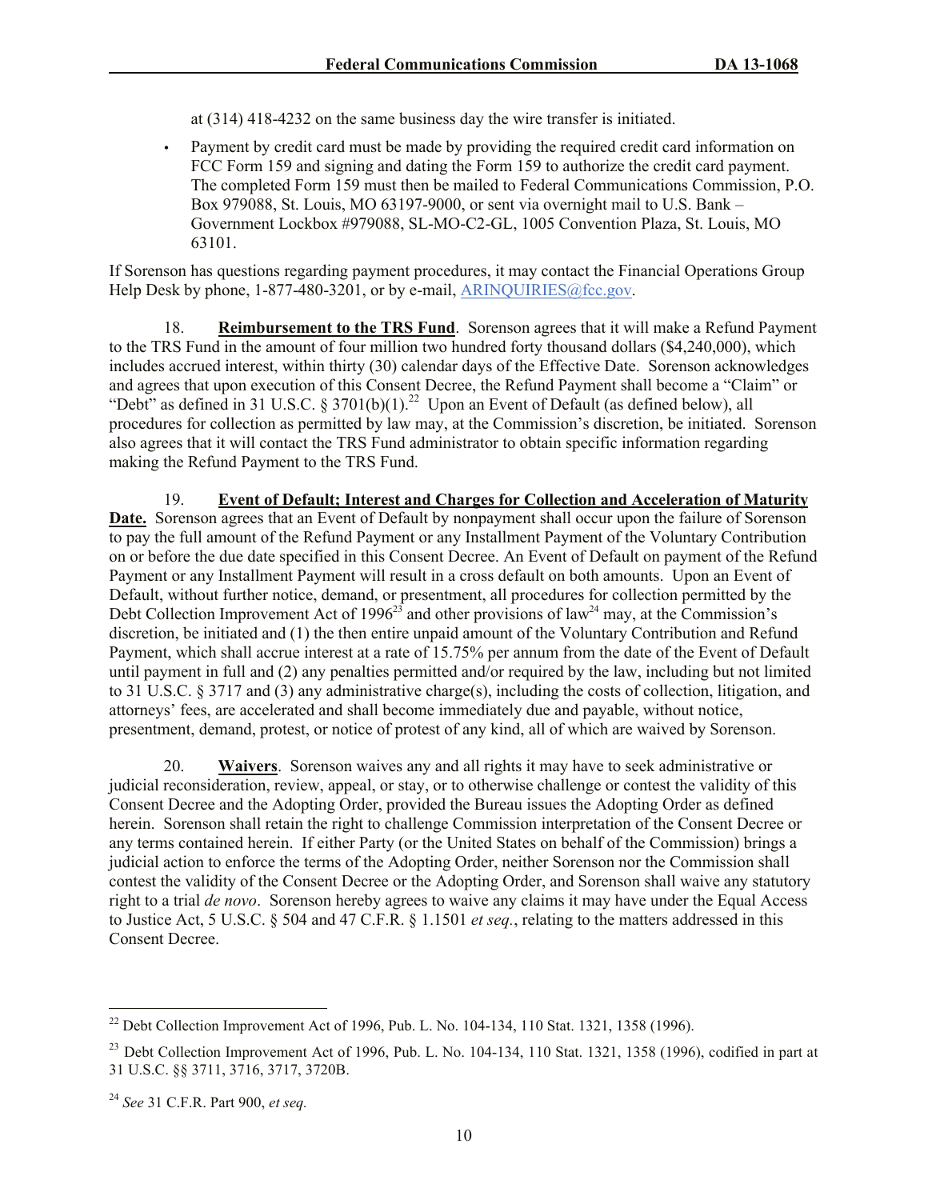at (314) 418-4232 on the same business day the wire transfer is initiated.

- Payment by credit card must be made by providing the required credit card information on FCC Form 159 and signing and dating the Form 159 to authorize the credit card payment. The completed Form 159 must then be mailed to Federal Communications Commission, P.O. Box 979088, St. Louis, MO 63197-9000, or sent via overnight mail to U.S. Bank – Government Lockbox #979088, SL-MO-C2-GL, 1005 Convention Plaza, St. Louis, MO 63101.

If Sorenson has questions regarding payment procedures, it may contact the Financial Operations Group Help Desk by phone, 1-877-480-3201, or by e-mail, ARINQUIRIES@fcc.gov.

18. **Reimbursement to the TRS Fund**. Sorenson agrees that it will make a Refund Payment to the TRS Fund in the amount of four million two hundred forty thousand dollars ($4,240,000), which includes accrued interest, within thirty (30) calendar days of the Effective Date. Sorenson acknowledges and agrees that upon execution of this Consent Decree, the Refund Payment shall become a "Claim" or "Debt" as defined in 31 U.S.C. § 3701(b)(1).[22] Upon an Event of Default (as defined below), all procedures for collection as permitted by law may, at the Commission's discretion, be initiated. Sorenson also agrees that it will contact the TRS Fund administrator to obtain specific information regarding making the Refund Payment to the TRS Fund.

19. **Event of Default; Interest and Charges for Collection and Acceleration of Maturity Date.** Sorenson agrees that an Event of Default by nonpayment shall occur upon the failure of Sorenson to pay the full amount of the Refund Payment or any Installment Payment of the Voluntary Contribution on or before the due date specified in this Consent Decree. An Event of Default on payment of the Refund Payment or any Installment Payment will result in a cross default on both amounts. Upon an Event of Default, without further notice, demand, or presentment, all procedures for collection permitted by the Debt Collection Improvement Act of 1996[23] and other provisions of law[24] may, at the Commission's discretion, be initiated and (1) the then entire unpaid amount of the Voluntary Contribution and Refund Payment, which shall accrue interest at a rate of 15.75% per annum from the date of the Event of Default until payment in full and (2) any penalties permitted and/or required by the law, including but not limited to 31 U.S.C. § 3717 and (3) any administrative charge(s), including the costs of collection, litigation, and attorneys' fees, are accelerated and shall become immediately due and payable, without notice, presentment, demand, protest, or notice of protest of any kind, all of which are waived by Sorenson.

20. **Waivers**. Sorenson waives any and all rights it may have to seek administrative or judicial reconsideration, review, appeal, or stay, or to otherwise challenge or contest the validity of this Consent Decree and the Adopting Order, provided the Bureau issues the Adopting Order as defined herein. Sorenson shall retain the right to challenge Commission interpretation of the Consent Decree or any terms contained herein. If either Party (or the United States on behalf of the Commission) brings a judicial action to enforce the terms of the Adopting Order, neither Sorenson nor the Commission shall contest the validity of the Consent Decree or the Adopting Order, and Sorenson shall waive any statutory right to a trial *de novo*. Sorenson hereby agrees to waive any claims it may have under the Equal Access to Justice Act, 5 U.S.C. § 504 and 47 C.F.R. § 1.1501 *et seq.*, relating to the matters addressed in this Consent Decree.

---

[22] Debt Collection Improvement Act of 1996, Pub. L. No. 104-134, 110 Stat. 1321, 1358 (1996).

[23] Debt Collection Improvement Act of 1996, Pub. L. No. 104-134, 110 Stat. 1321, 1358 (1996), codified in part at 31 U.S.C. §§ 3711, 3716, 3717, 3720B.

[24] *See* 31 C.F.R. Part 900, *et seq.*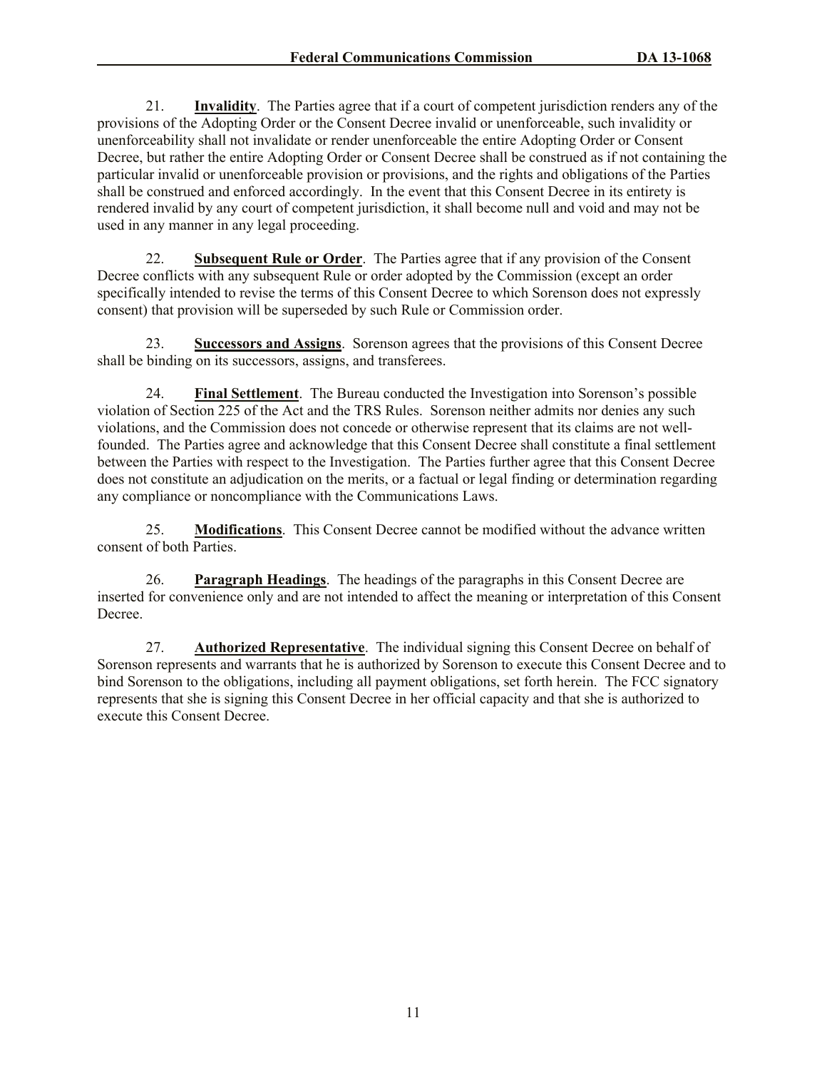21. **Invalidity**. The Parties agree that if a court of competent jurisdiction renders any of the provisions of the Adopting Order or the Consent Decree invalid or unenforceable, such invalidity or unenforceability shall not invalidate or render unenforceable the entire Adopting Order or Consent Decree, but rather the entire Adopting Order or Consent Decree shall be construed as if not containing the particular invalid or unenforceable provision or provisions, and the rights and obligations of the Parties shall be construed and enforced accordingly. In the event that this Consent Decree in its entirety is rendered invalid by any court of competent jurisdiction, it shall become null and void and may not be used in any manner in any legal proceeding.

22. **Subsequent Rule or Order**. The Parties agree that if any provision of the Consent Decree conflicts with any subsequent Rule or order adopted by the Commission (except an order specifically intended to revise the terms of this Consent Decree to which Sorenson does not expressly consent) that provision will be superseded by such Rule or Commission order.

23. **Successors and Assigns**. Sorenson agrees that the provisions of this Consent Decree shall be binding on its successors, assigns, and transferees.

24. **Final Settlement**. The Bureau conducted the Investigation into Sorenson's possible violation of Section 225 of the Act and the TRS Rules. Sorenson neither admits nor denies any such violations, and the Commission does not concede or otherwise represent that its claims are not well-founded. The Parties agree and acknowledge that this Consent Decree shall constitute a final settlement between the Parties with respect to the Investigation. The Parties further agree that this Consent Decree does not constitute an adjudication on the merits, or a factual or legal finding or determination regarding any compliance or noncompliance with the Communications Laws.

25. **Modifications**. This Consent Decree cannot be modified without the advance written consent of both Parties.

26. **Paragraph Headings**. The headings of the paragraphs in this Consent Decree are inserted for convenience only and are not intended to affect the meaning or interpretation of this Consent Decree.

27. **Authorized Representative**. The individual signing this Consent Decree on behalf of Sorenson represents and warrants that he is authorized by Sorenson to execute this Consent Decree and to bind Sorenson to the obligations, including all payment obligations, set forth herein. The FCC signatory represents that she is signing this Consent Decree in her official capacity and that she is authorized to execute this Consent Decree.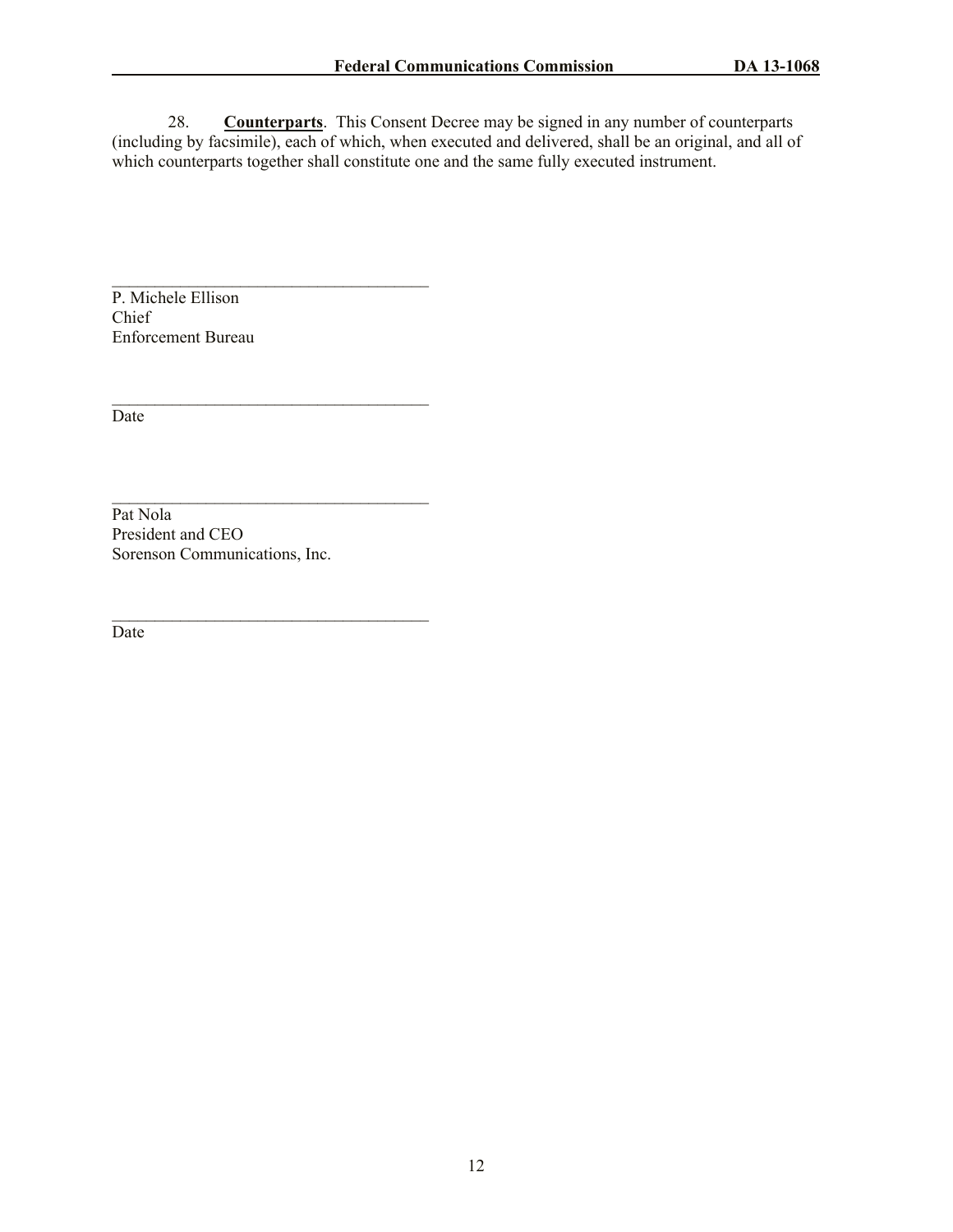28. **Counterparts**. This Consent Decree may be signed in any number of counterparts (including by facsimile), each of which, when executed and delivered, shall be an original, and all of which counterparts together shall constitute one and the same fully executed instrument.

\_\_\_\_\_\_\_\_\_\_\_\_\_\_\_\_\_\_\_\_\_\_\_\_\_\_\_\_\_\_\_\_\_\_\_\_\_\_

P. Michele Ellison
Chief
Enforcement Bureau

\_\_\_\_\_\_\_\_\_\_\_\_\_\_\_\_\_\_\_\_\_\_\_\_\_\_\_\_\_\_\_\_\_\_\_\_\_\_

Date

\_\_\_\_\_\_\_\_\_\_\_\_\_\_\_\_\_\_\_\_\_\_\_\_\_\_\_\_\_\_\_\_\_\_\_\_\_\_

Pat Nola
President and CEO
Sorenson Communications, Inc.

\_\_\_\_\_\_\_\_\_\_\_\_\_\_\_\_\_\_\_\_\_\_\_\_\_\_\_\_\_\_\_\_\_\_\_\_\_\_

Date